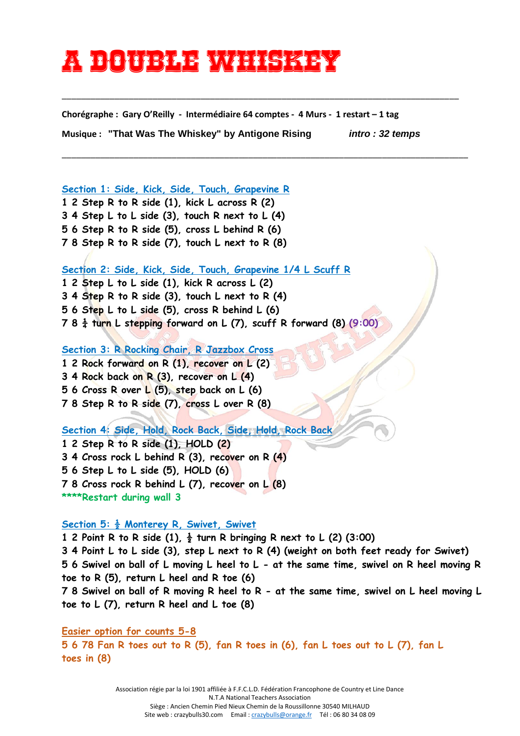# A DOUBLE WHISKEY

---

**Chorégraphe : Gary O'Reilly - Intermédiaire 64 comptes - 4 Murs - 1 restart – 1 tag**

**Musique : "That Was The Whiskey" by Antigone Rising** *intro : 32 temps*

---

### Section 1: Side, Kick, Side, Touch, Grapevine R

1 2 Step R to R side (1), kick L across R (2)
3 4 Step L to L side (3), touch R next to L (4)
5 6 Step R to R side (5), cross L behind R (6)
7 8 Step R to R side (7), touch L next to R (8)

### Section 2: Side, Kick, Side, Touch, Grapevine 1/4 L Scuff R

1 2 Step L to L side (1), kick R across L (2)
3 4 Step R to R side (3), touch L next to R (4)
5 6 Step L to L side (5), cross R behind L (6)
7 8 ¼ turn L stepping forward on L (7), scuff R forward (8) (9:00)

### Section 3: R Rocking Chair, R Jazzbox Cross

1 2 Rock forward on R (1), recover on L (2)
3 4 Rock back on R (3), recover on L (4)
5 6 Cross R over L (5), step back on L (6)
7 8 Step R to R side (7), cross L over R (8)

### Section 4: Side, Hold, Rock Back, Side, Hold, Rock Back

1 2 Step R to R side (1), HOLD (2)
3 4 Cross rock L behind R (3), recover on R (4)
5 6 Step L to L side (5), HOLD (6)
7 8 Cross rock R behind L (7), recover on L (8)
****Restart during wall 3

### Section 5: ½ Monterey R, Swivet, Swivet

1 2 Point R to R side (1), ½ turn R bringing R next to L (2) (3:00)
3 4 Point L to L side (3), step L next to R (4) (weight on both feet ready for Swivet)
5 6 Swivel on ball of L moving L heel to L - at the same time, swivel on R heel moving R toe to R (5), return L heel and R toe (6)
7 8 Swivel on ball of R moving R heel to R - at the same time, swivel on L heel moving L toe to L (7), return R heel and L toe (8)

### Easier option for counts 5-8

5 6 78 Fan R toes out to R (5), fan R toes in (6), fan L toes out to L (7), fan L toes in (8)

Association régie par la loi 1901 affiliée à F.F.C.L.D. Fédération Francophone de Country et Line Dance
N.T.A National Teachers Association
Siège : Ancien Chemin Pied Nieux Chemin de la Roussillonne 30540 MILHAUD
Site web : crazybulls30.com Email : crazybulls@orange.fr Tél : 06 80 34 08 09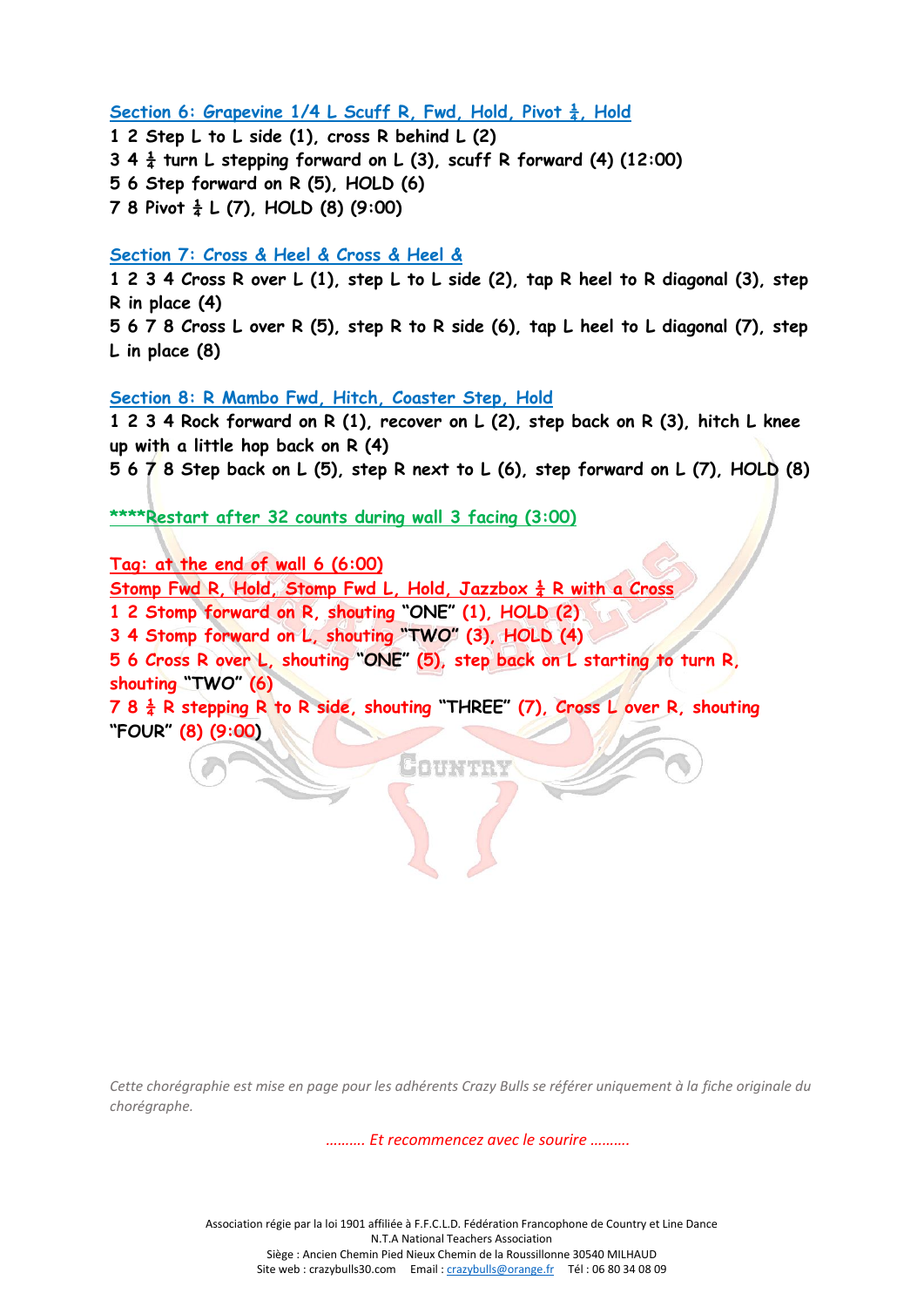## Section 6: Grapevine 1/4 L Scuff R, Fwd, Hold, Pivot ¼, Hold

1 2 Step L to L side (1), cross R behind L (2)
3 4 ¼ turn L stepping forward on L (3), scuff R forward (4) (12:00)
5 6 Step forward on R (5), HOLD (6)
7 8 Pivot ¼ L (7), HOLD (8) (9:00)

## Section 7: Cross & Heel & Cross & Heel &

1 2 3 4 Cross R over L (1), step L to L side (2), tap R heel to R diagonal (3), step R in place (4)
5 6 7 8 Cross L over R (5), step R to R side (6), tap L heel to L diagonal (7), step L in place (8)

## Section 8: R Mambo Fwd, Hitch, Coaster Step, Hold

1 2 3 4 Rock forward on R (1), recover on L (2), step back on R (3), hitch L knee up with a little hop back on R (4)
5 6 7 8 Step back on L (5), step R next to L (6), step forward on L (7), HOLD (8)

****Restart after 32 counts during wall 3 facing (3:00)

## Tag: at the end of wall 6 (6:00)

**Stomp Fwd R, Hold, Stomp Fwd L, Hold, Jazzbox ¼ R with a Cross**

1 2 Stomp forward on R, shouting "ONE" (1), HOLD (2)
3 4 Stomp forward on L, shouting "TWO" (3), HOLD (4)
5 6 Cross R over L, shouting "ONE" (5), step back on L starting to turn R, shouting "TWO" (6)
7 8 ¼ R stepping R to R side, shouting "THREE" (7), Cross L over R, shouting "FOUR" (8) (9:00)

*Cette chorégraphie est mise en page pour les adhérents Crazy Bulls se référer uniquement à la fiche originale du chorégraphe.*

*………. Et recommencez avec le sourire ……….*

Association régie par la loi 1901 affiliée à F.F.C.L.D. Fédération Francophone de Country et Line Dance
N.T.A National Teachers Association
Siège : Ancien Chemin Pied Nieux Chemin de la Roussillonne 30540 MILHAUD
Site web : crazybulls30.com Email : crazybulls@orange.fr Tél : 06 80 34 08 09